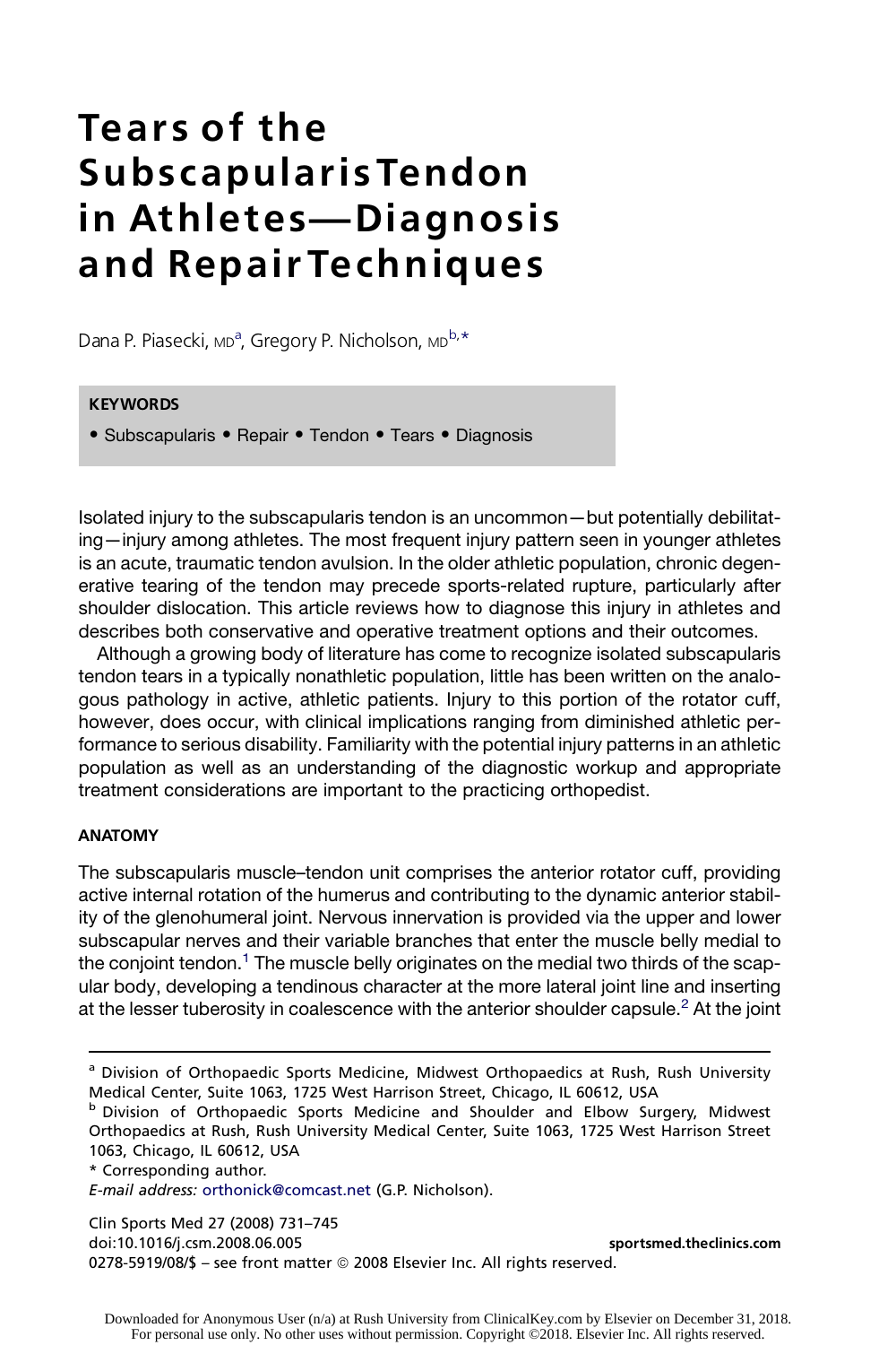# Tears of the Subscapularis Tendon in Athletes—Diagnosis and Repair Techniques

Dana P. Piasecki, MD[a], Gregory P. Nicholson, MD[b,*]

**KEYWORDS**

- Subscapularis • Repair • Tendon • Tears • Diagnosis

Isolated injury to the subscapularis tendon is an uncommon—but potentially debilitating—injury among athletes. The most frequent injury pattern seen in younger athletes is an acute, traumatic tendon avulsion. In the older athletic population, chronic degenerative tearing of the tendon may precede sports-related rupture, particularly after shoulder dislocation. This article reviews how to diagnose this injury in athletes and describes both conservative and operative treatment options and their outcomes.

Although a growing body of literature has come to recognize isolated subscapularis tendon tears in a typically nonathletic population, little has been written on the analogous pathology in active, athletic patients. Injury to this portion of the rotator cuff, however, does occur, with clinical implications ranging from diminished athletic performance to serious disability. Familiarity with the potential injury patterns in an athletic population as well as an understanding of the diagnostic workup and appropriate treatment considerations are important to the practicing orthopedist.

## ANATOMY

The subscapularis muscle–tendon unit comprises the anterior rotator cuff, providing active internal rotation of the humerus and contributing to the dynamic anterior stability of the glenohumeral joint. Nervous innervation is provided via the upper and lower subscapular nerves and their variable branches that enter the muscle belly medial to the conjoint tendon.[1] The muscle belly originates on the medial two thirds of the scapular body, developing a tendinous character at the more lateral joint line and inserting at the lesser tuberosity in coalescence with the anterior shoulder capsule.[2] At the joint

---

[a] Division of Orthopaedic Sports Medicine, Midwest Orthopaedics at Rush, Rush University Medical Center, Suite 1063, 1725 West Harrison Street, Chicago, IL 60612, USA

[b] Division of Orthopaedic Sports Medicine and Shoulder and Elbow Surgery, Midwest Orthopaedics at Rush, Rush University Medical Center, Suite 1063, 1725 West Harrison Street 1063, Chicago, IL 60612, USA

\* Corresponding author.

*E-mail address:* orthonick@comcast.net (G.P. Nicholson).

Clin Sports Med 27 (2008) 731–745
doi:10.1016/j.csm.2008.06.005
0278-5919/08/$ – see front matter © 2008 Elsevier Inc. All rights reserved.

sportsmed.theclinics.com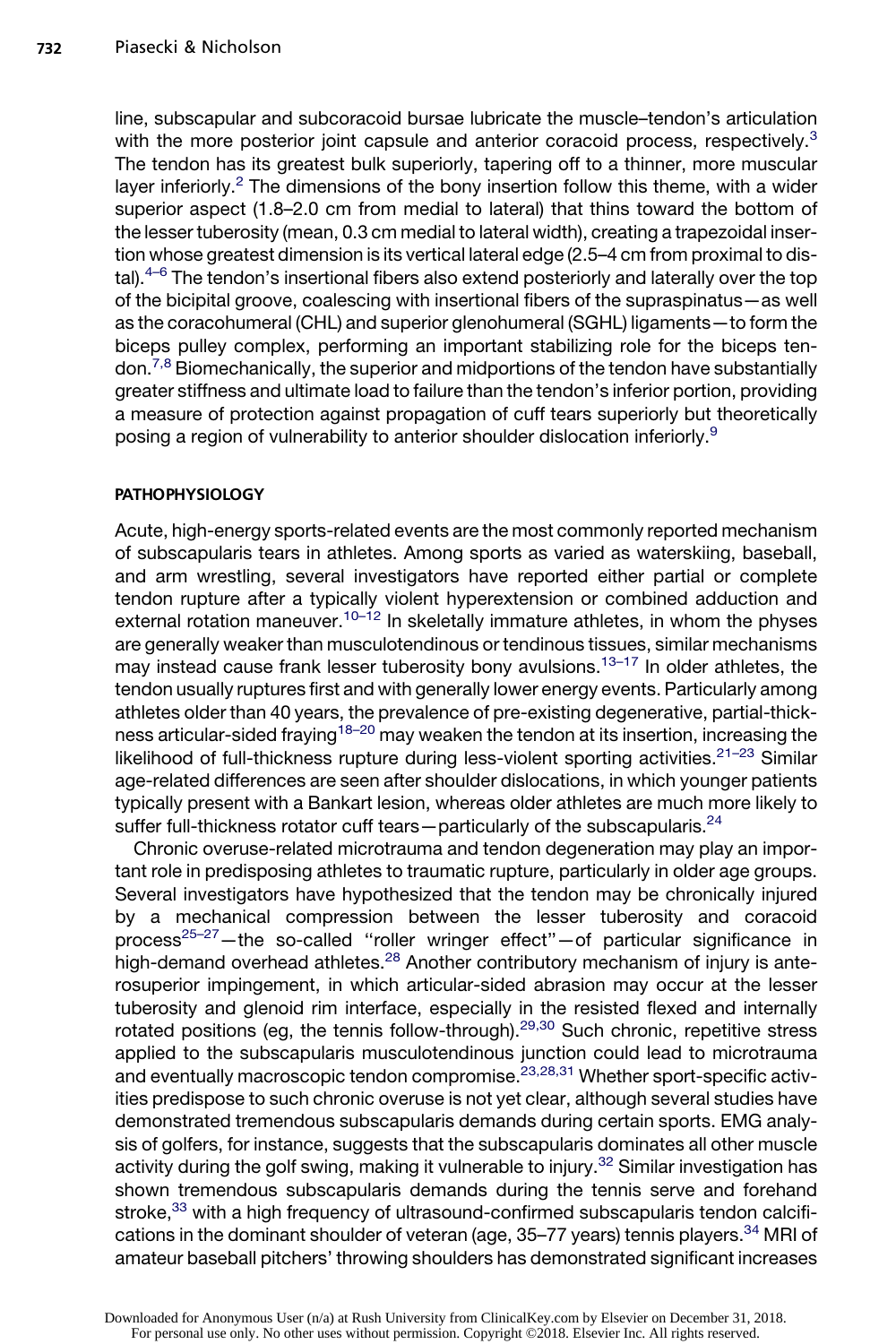line, subscapular and subcoracoid bursae lubricate the muscle–tendon's articulation with the more posterior joint capsule and anterior coracoid process, respectively.[3] The tendon has its greatest bulk superiorly, tapering off to a thinner, more muscular layer inferiorly.[2] The dimensions of the bony insertion follow this theme, with a wider superior aspect (1.8–2.0 cm from medial to lateral) that thins toward the bottom of the lesser tuberosity (mean, 0.3 cm medial to lateral width), creating a trapezoidal insertion whose greatest dimension is its vertical lateral edge (2.5–4 cm from proximal to distal).[4–6] The tendon's insertional fibers also extend posteriorly and laterally over the top of the bicipital groove, coalescing with insertional fibers of the supraspinatus—as well as the coracohumeral (CHL) and superior glenohumeral (SGHL) ligaments—to form the biceps pulley complex, performing an important stabilizing role for the biceps tendon.[7,8] Biomechanically, the superior and midportions of the tendon have substantially greater stiffness and ultimate load to failure than the tendon's inferior portion, providing a measure of protection against propagation of cuff tears superiorly but theoretically posing a region of vulnerability to anterior shoulder dislocation inferiorly.[9]

## PATHOPHYSIOLOGY

Acute, high-energy sports-related events are the most commonly reported mechanism of subscapularis tears in athletes. Among sports as varied as waterskiing, baseball, and arm wrestling, several investigators have reported either partial or complete tendon rupture after a typically violent hyperextension or combined adduction and external rotation maneuver.[10–12] In skeletally immature athletes, in whom the physes are generally weaker than musculotendinous or tendinous tissues, similar mechanisms may instead cause frank lesser tuberosity bony avulsions.[13–17] In older athletes, the tendon usually ruptures first and with generally lower energy events. Particularly among athletes older than 40 years, the prevalence of pre-existing degenerative, partial-thickness articular-sided fraying[18–20] may weaken the tendon at its insertion, increasing the likelihood of full-thickness rupture during less-violent sporting activities.[21–23] Similar age-related differences are seen after shoulder dislocations, in which younger patients typically present with a Bankart lesion, whereas older athletes are much more likely to suffer full-thickness rotator cuff tears—particularly of the subscapularis.[24]

Chronic overuse-related microtrauma and tendon degeneration may play an important role in predisposing athletes to traumatic rupture, particularly in older age groups. Several investigators have hypothesized that the tendon may be chronically injured by a mechanical compression between the lesser tuberosity and coracoid process[25–27]—the so-called "roller wringer effect"—of particular significance in high-demand overhead athletes.[28] Another contributory mechanism of injury is anterosuperior impingement, in which articular-sided abrasion may occur at the lesser tuberosity and glenoid rim interface, especially in the resisted flexed and internally rotated positions (eg, the tennis follow-through).[29,30] Such chronic, repetitive stress applied to the subscapularis musculotendinous junction could lead to microtrauma and eventually macroscopic tendon compromise.[23,28,31] Whether sport-specific activities predispose to such chronic overuse is not yet clear, although several studies have demonstrated tremendous subscapularis demands during certain sports. EMG analysis of golfers, for instance, suggests that the subscapularis dominates all other muscle activity during the golf swing, making it vulnerable to injury.[32] Similar investigation has shown tremendous subscapularis demands during the tennis serve and forehand stroke,[33] with a high frequency of ultrasound-confirmed subscapularis tendon calcifications in the dominant shoulder of veteran (age, 35–77 years) tennis players.[34] MRI of amateur baseball pitchers' throwing shoulders has demonstrated significant increases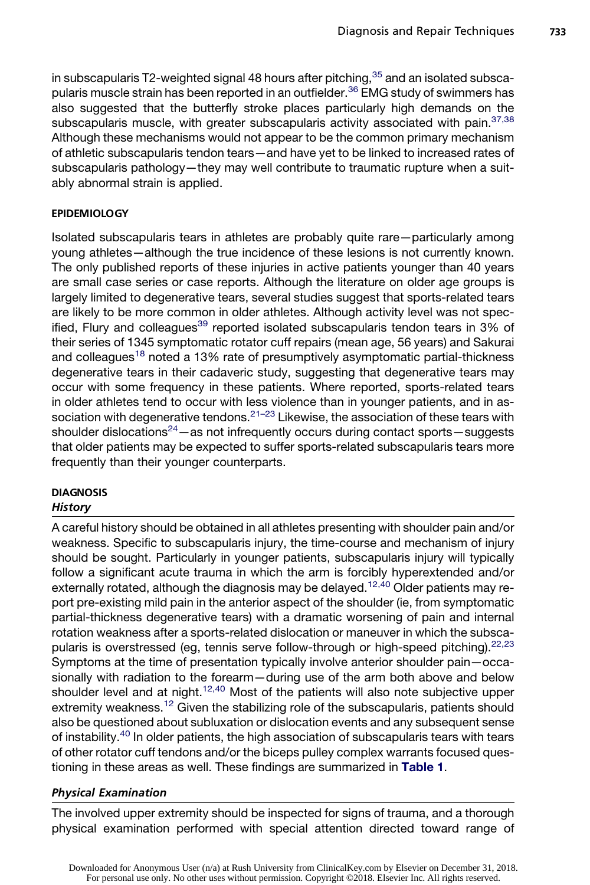in subscapularis T2-weighted signal 48 hours after pitching,[35] and an isolated subscapularis muscle strain has been reported in an outfielder.[36] EMG study of swimmers has also suggested that the butterfly stroke places particularly high demands on the subscapularis muscle, with greater subscapularis activity associated with pain.[37,38] Although these mechanisms would not appear to be the common primary mechanism of athletic subscapularis tendon tears—and have yet to be linked to increased rates of subscapularis pathology—they may well contribute to traumatic rupture when a suitably abnormal strain is applied.

## EPIDEMIOLOGY

Isolated subscapularis tears in athletes are probably quite rare—particularly among young athletes—although the true incidence of these lesions is not currently known. The only published reports of these injuries in active patients younger than 40 years are small case series or case reports. Although the literature on older age groups is largely limited to degenerative tears, several studies suggest that sports-related tears are likely to be more common in older athletes. Although activity level was not specified, Flury and colleagues[39] reported isolated subscapularis tendon tears in 3% of their series of 1345 symptomatic rotator cuff repairs (mean age, 56 years) and Sakurai and colleagues[18] noted a 13% rate of presumptively asymptomatic partial-thickness degenerative tears in their cadaveric study, suggesting that degenerative tears may occur with some frequency in these patients. Where reported, sports-related tears in older athletes tend to occur with less violence than in younger patients, and in association with degenerative tendons.[21–23] Likewise, the association of these tears with shoulder dislocations[24]—as not infrequently occurs during contact sports—suggests that older patients may be expected to suffer sports-related subscapularis tears more frequently than their younger counterparts.

## DIAGNOSIS

### *History*

A careful history should be obtained in all athletes presenting with shoulder pain and/or weakness. Specific to subscapularis injury, the time-course and mechanism of injury should be sought. Particularly in younger patients, subscapularis injury will typically follow a significant acute trauma in which the arm is forcibly hyperextended and/or externally rotated, although the diagnosis may be delayed.[12,40] Older patients may report pre-existing mild pain in the anterior aspect of the shoulder (ie, from symptomatic partial-thickness degenerative tears) with a dramatic worsening of pain and internal rotation weakness after a sports-related dislocation or maneuver in which the subscapularis is overstressed (eg, tennis serve follow-through or high-speed pitching).[22,23] Symptoms at the time of presentation typically involve anterior shoulder pain—occasionally with radiation to the forearm—during use of the arm both above and below shoulder level and at night.[12,40] Most of the patients will also note subjective upper extremity weakness.[12] Given the stabilizing role of the subscapularis, patients should also be questioned about subluxation or dislocation events and any subsequent sense of instability.[40] In older patients, the high association of subscapularis tears with tears of other rotator cuff tendons and/or the biceps pulley complex warrants focused questioning in these areas as well. These findings are summarized in **Table 1**.

### *Physical Examination*

The involved upper extremity should be inspected for signs of trauma, and a thorough physical examination performed with special attention directed toward range of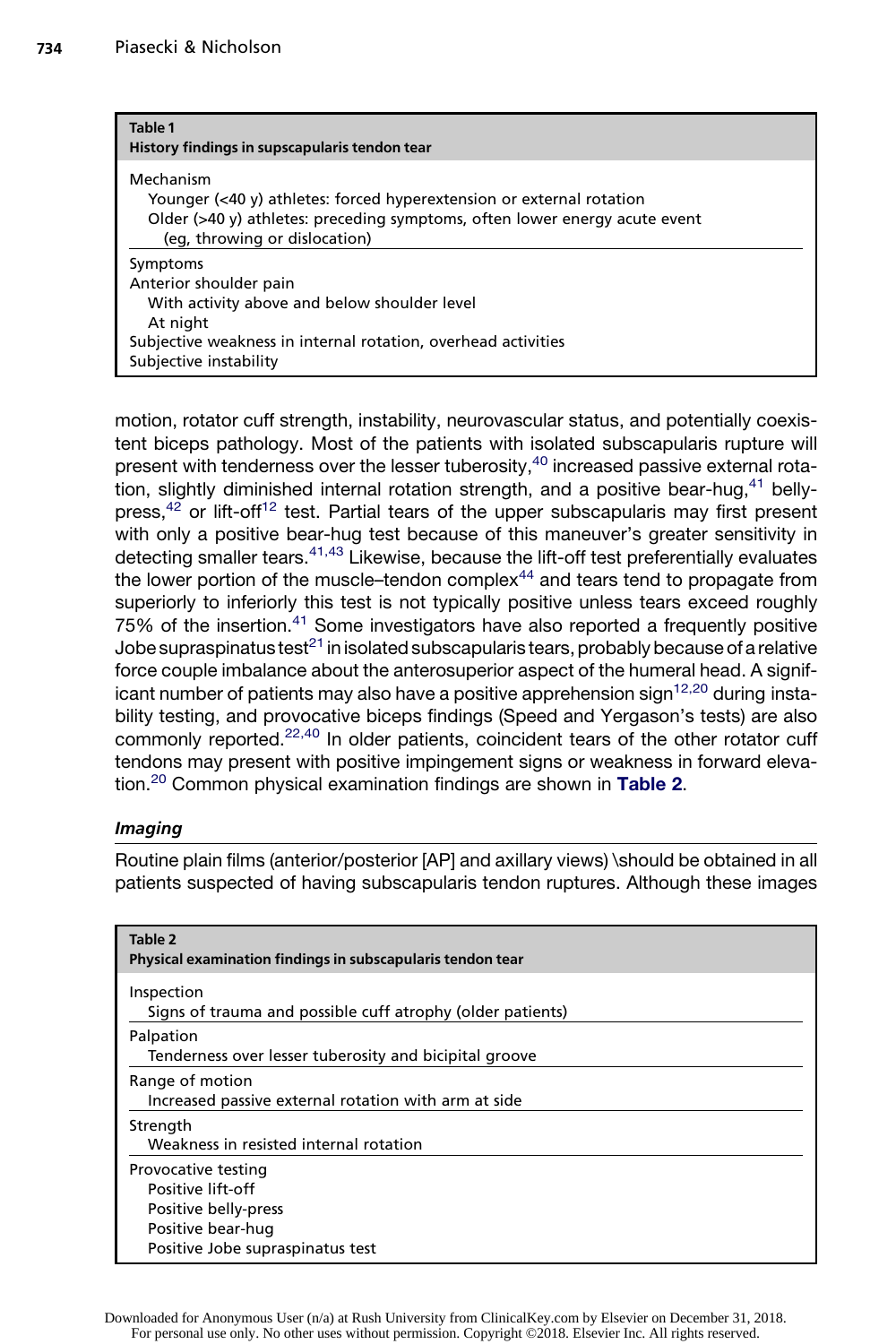**Table 1**
**History findings in supscapularis tendon tear**

| |
|---|
| Mechanism |
| Younger (<40 y) athletes: forced hyperextension or external rotation |
| Older (>40 y) athletes: preceding symptoms, often lower energy acute event (eg, throwing or dislocation) |
| Symptoms |
| Anterior shoulder pain |
| With activity above and below shoulder level |
| At night |
| Subjective weakness in internal rotation, overhead activities |
| Subjective instability |

motion, rotator cuff strength, instability, neurovascular status, and potentially coexistent biceps pathology. Most of the patients with isolated subscapularis rupture will present with tenderness over the lesser tuberosity,[40] increased passive external rotation, slightly diminished internal rotation strength, and a positive bear-hug,[41] belly-press,[42] or lift-off[12] test. Partial tears of the upper subscapularis may first present with only a positive bear-hug test because of this maneuver's greater sensitivity in detecting smaller tears.[41,43] Likewise, because the lift-off test preferentially evaluates the lower portion of the muscle–tendon complex[44] and tears tend to propagate from superiorly to inferiorly this test is not typically positive unless tears exceed roughly 75% of the insertion.[41] Some investigators have also reported a frequently positive Jobe supraspinatus test[21] in isolated subscapularis tears, probably because of a relative force couple imbalance about the anterosuperior aspect of the humeral head. A significant number of patients may also have a positive apprehension sign[12,20] during instability testing, and provocative biceps findings (Speed and Yergason's tests) are also commonly reported.[22,40] In older patients, coincident tears of the other rotator cuff tendons may present with positive impingement signs or weakness in forward elevation.[20] Common physical examination findings are shown in **Table 2**.

### *Imaging*

Routine plain films (anterior/posterior [AP] and axillary views) \should be obtained in all patients suspected of having subscapularis tendon ruptures. Although these images

**Table 2**
**Physical examination findings in subscapularis tendon tear**

| |
|---|
| Inspection |
| Signs of trauma and possible cuff atrophy (older patients) |
| Palpation |
| Tenderness over lesser tuberosity and bicipital groove |
| Range of motion |
| Increased passive external rotation with arm at side |
| Strength |
| Weakness in resisted internal rotation |
| Provocative testing |
| Positive lift-off |
| Positive belly-press |
| Positive bear-hug |
| Positive Jobe supraspinatus test |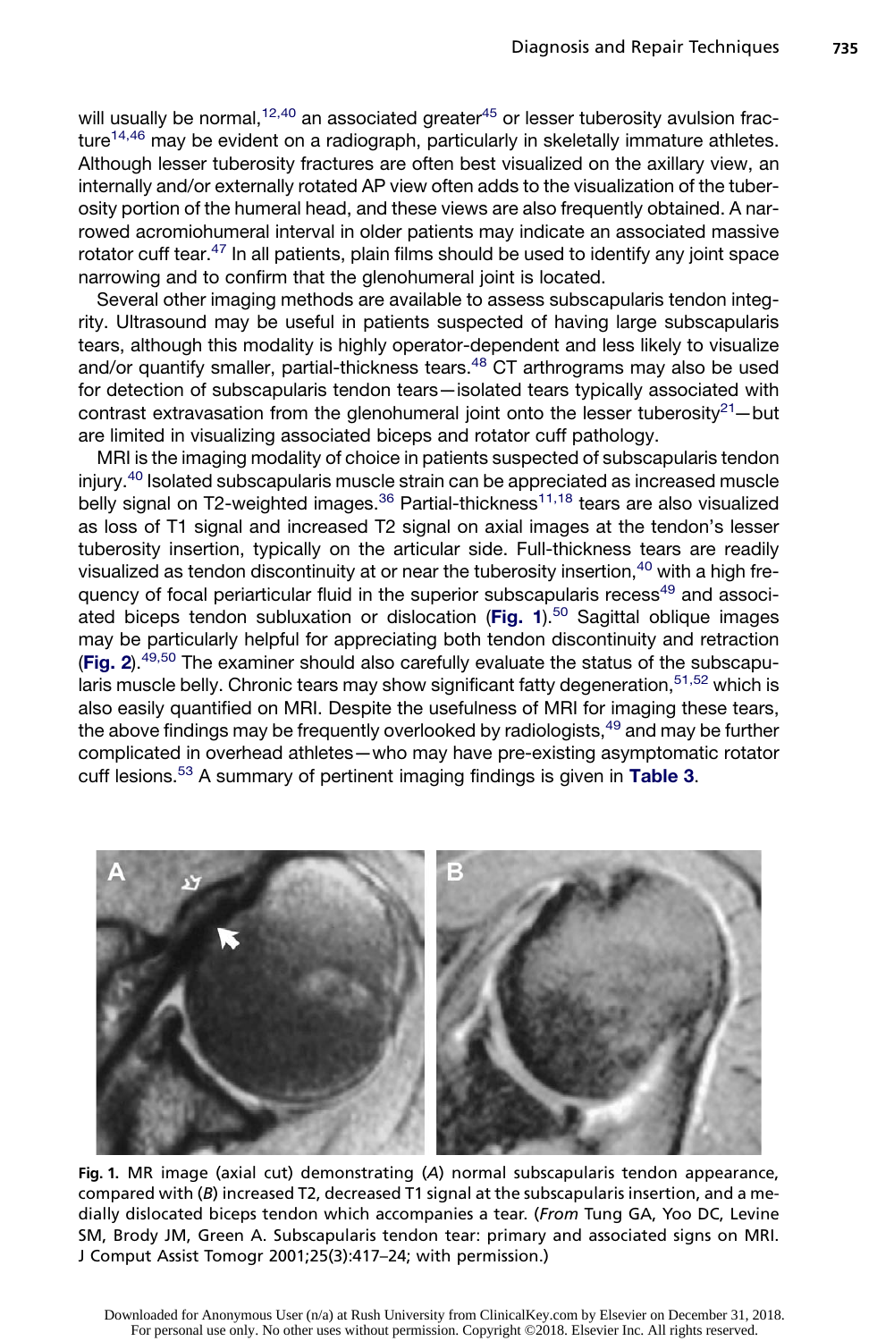will usually be normal,[12,40] an associated greater[45] or lesser tuberosity avulsion fracture[14,46] may be evident on a radiograph, particularly in skeletally immature athletes. Although lesser tuberosity fractures are often best visualized on the axillary view, an internally and/or externally rotated AP view often adds to the visualization of the tuberosity portion of the humeral head, and these views are also frequently obtained. A narrowed acromiohumeral interval in older patients may indicate an associated massive rotator cuff tear.[47] In all patients, plain films should be used to identify any joint space narrowing and to confirm that the glenohumeral joint is located.

Several other imaging methods are available to assess subscapularis tendon integrity. Ultrasound may be useful in patients suspected of having large subscapularis tears, although this modality is highly operator-dependent and less likely to visualize and/or quantify smaller, partial-thickness tears.[48] CT arthrograms may also be used for detection of subscapularis tendon tears—isolated tears typically associated with contrast extravasation from the glenohumeral joint onto the lesser tuberosity[21]—but are limited in visualizing associated biceps and rotator cuff pathology.

MRI is the imaging modality of choice in patients suspected of subscapularis tendon injury.[40] Isolated subscapularis muscle strain can be appreciated as increased muscle belly signal on T2-weighted images.[36] Partial-thickness[11,18] tears are also visualized as loss of T1 signal and increased T2 signal on axial images at the tendon's lesser tuberosity insertion, typically on the articular side. Full-thickness tears are readily visualized as tendon discontinuity at or near the tuberosity insertion,[40] with a high frequency of focal periarticular fluid in the superior subscapularis recess[49] and associated biceps tendon subluxation or dislocation (**Fig. 1**).[50] Sagittal oblique images may be particularly helpful for appreciating both tendon discontinuity and retraction (**Fig. 2**).[49,50] The examiner should also carefully evaluate the status of the subscapularis muscle belly. Chronic tears may show significant fatty degeneration,[51,52] which is also easily quantified on MRI. Despite the usefulness of MRI for imaging these tears, the above findings may be frequently overlooked by radiologists,[49] and may be further complicated in overhead athletes—who may have pre-existing asymptomatic rotator cuff lesions.[53] A summary of pertinent imaging findings is given in **Table 3**.

**Fig. 1.** MR image (axial cut) demonstrating (*A*) normal subscapularis tendon appearance, compared with (*B*) increased T2, decreased T1 signal at the subscapularis insertion, and a medially dislocated biceps tendon which accompanies a tear. (*From* Tung GA, Yoo DC, Levine SM, Brody JM, Green A. Subscapularis tendon tear: primary and associated signs on MRI. J Comput Assist Tomogr 2001;25(3):417–24; with permission.)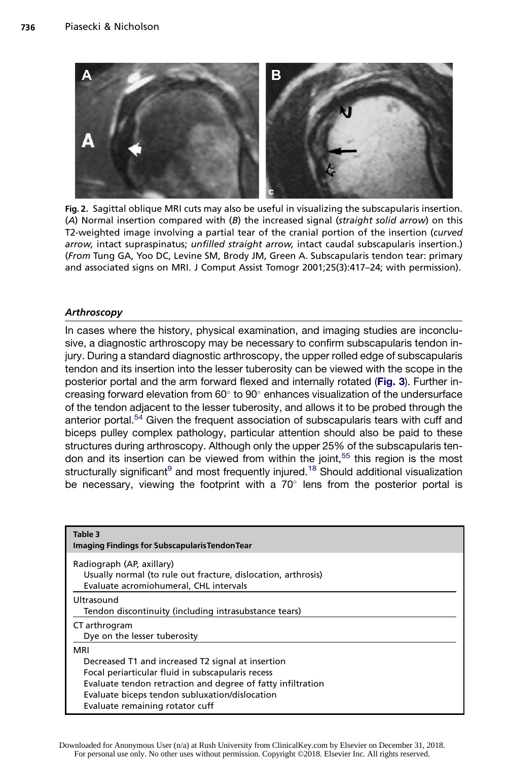Fig. 2. Sagittal oblique MRI cuts may also be useful in visualizing the subscapularis insertion. (*A*) Normal insertion compared with (*B*) the increased signal (*straight solid arrow*) on this T2-weighted image involving a partial tear of the cranial portion of the insertion (*curved arrow*, intact supraspinatus; *unfilled straight arrow*, intact caudal subscapularis insertion.) (*From* Tung GA, Yoo DC, Levine SM, Brody JM, Green A. Subscapularis tendon tear: primary and associated signs on MRI. J Comput Assist Tomogr 2001;25(3):417–24; with permission).

### *Arthroscopy*

In cases where the history, physical examination, and imaging studies are inconclusive, a diagnostic arthroscopy may be necessary to confirm subscapularis tendon injury. During a standard diagnostic arthroscopy, the upper rolled edge of subscapularis tendon and its insertion into the lesser tuberosity can be viewed with the scope in the posterior portal and the arm forward flexed and internally rotated (**Fig. 3**). Further increasing forward elevation from 60° to 90° enhances visualization of the undersurface of the tendon adjacent to the lesser tuberosity, and allows it to be probed through the anterior portal.[54] Given the frequent association of subscapularis tears with cuff and biceps pulley complex pathology, particular attention should also be paid to these structures during arthroscopy. Although only the upper 25% of the subscapularis tendon and its insertion can be viewed from within the joint,[55] this region is the most structurally significant[9] and most frequently injured.[18] Should additional visualization be necessary, viewing the footprint with a 70° lens from the posterior portal is

| **Table 3**<br>**Imaging Findings for Subscapularis Tendon Tear** |
|---|
| Radiograph (AP, axillary)<br>Usually normal (to rule out fracture, dislocation, arthrosis)<br>Evaluate acromiohumeral, CHL intervals |
| Ultrasound<br>Tendon discontinuity (including intrasubstance tears) |
| CT arthrogram<br>Dye on the lesser tuberosity |
| MRI<br>Decreased T1 and increased T2 signal at insertion<br>Focal periarticular fluid in subscapularis recess<br>Evaluate tendon retraction and degree of fatty infiltration<br>Evaluate biceps tendon subluxation/dislocation<br>Evaluate remaining rotator cuff |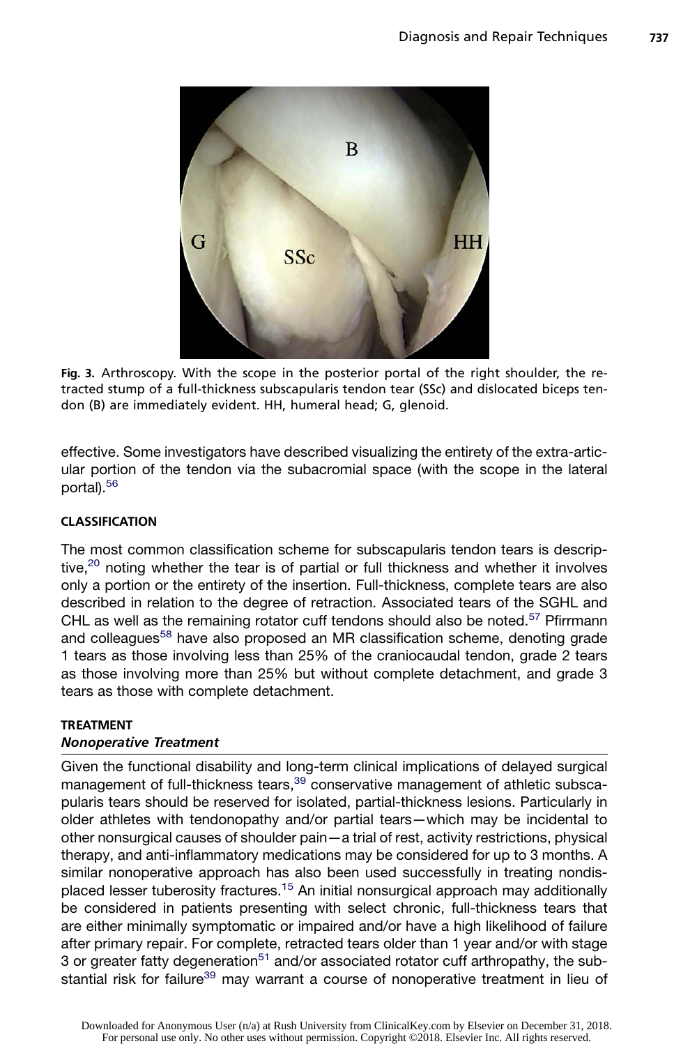Fig. 3. Arthroscopy. With the scope in the posterior portal of the right shoulder, the retracted stump of a full-thickness subscapularis tendon tear (SSc) and dislocated biceps tendon (B) are immediately evident. HH, humeral head; G, glenoid.

effective. Some investigators have described visualizing the entirety of the extra-articular portion of the tendon via the subacromial space (with the scope in the lateral portal).[56]

## CLASSIFICATION

The most common classification scheme for subscapularis tendon tears is descriptive,[20] noting whether the tear is of partial or full thickness and whether it involves only a portion or the entirety of the insertion. Full-thickness, complete tears are also described in relation to the degree of retraction. Associated tears of the SGHL and CHL as well as the remaining rotator cuff tendons should also be noted.[57] Pfirrmann and colleagues[58] have also proposed an MR classification scheme, denoting grade 1 tears as those involving less than 25% of the craniocaudal tendon, grade 2 tears as those involving more than 25% but without complete detachment, and grade 3 tears as those with complete detachment.

## TREATMENT

### *Nonoperative Treatment*

Given the functional disability and long-term clinical implications of delayed surgical management of full-thickness tears,[39] conservative management of athletic subscapularis tears should be reserved for isolated, partial-thickness lesions. Particularly in older athletes with tendonopathy and/or partial tears—which may be incidental to other nonsurgical causes of shoulder pain—a trial of rest, activity restrictions, physical therapy, and anti-inflammatory medications may be considered for up to 3 months. A similar nonoperative approach has also been used successfully in treating nondisplaced lesser tuberosity fractures.[15] An initial nonsurgical approach may additionally be considered in patients presenting with select chronic, full-thickness tears that are either minimally symptomatic or impaired and/or have a high likelihood of failure after primary repair. For complete, retracted tears older than 1 year and/or with stage 3 or greater fatty degeneration[51] and/or associated rotator cuff arthropathy, the substantial risk for failure[39] may warrant a course of nonoperative treatment in lieu of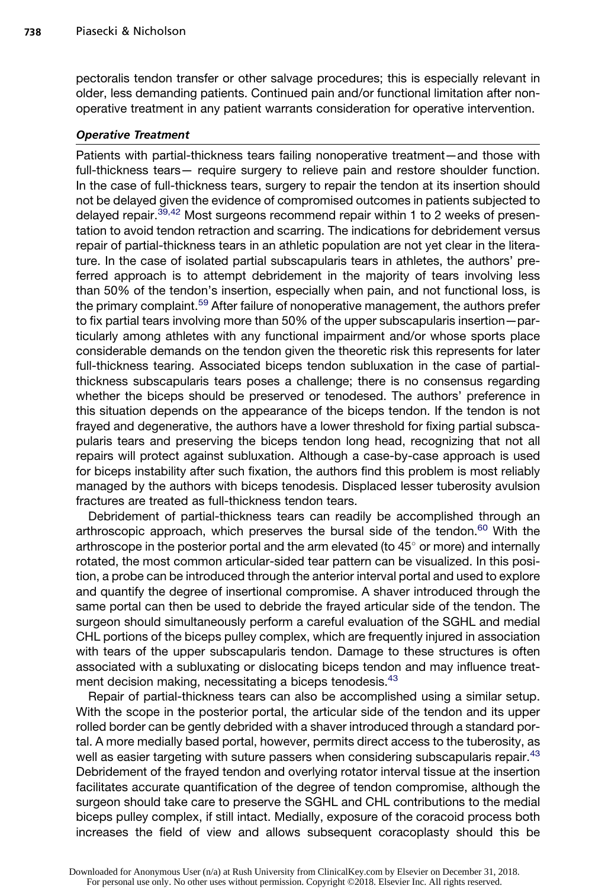pectoralis tendon transfer or other salvage procedures; this is especially relevant in older, less demanding patients. Continued pain and/or functional limitation after nonoperative treatment in any patient warrants consideration for operative intervention.

### *Operative Treatment*

Patients with partial-thickness tears failing nonoperative treatment—and those with full-thickness tears— require surgery to relieve pain and restore shoulder function. In the case of full-thickness tears, surgery to repair the tendon at its insertion should not be delayed given the evidence of compromised outcomes in patients subjected to delayed repair.[39,42] Most surgeons recommend repair within 1 to 2 weeks of presentation to avoid tendon retraction and scarring. The indications for debridement versus repair of partial-thickness tears in an athletic population are not yet clear in the literature. In the case of isolated partial subscapularis tears in athletes, the authors' preferred approach is to attempt debridement in the majority of tears involving less than 50% of the tendon's insertion, especially when pain, and not functional loss, is the primary complaint.[59] After failure of nonoperative management, the authors prefer to fix partial tears involving more than 50% of the upper subscapularis insertion—particularly among athletes with any functional impairment and/or whose sports place considerable demands on the tendon given the theoretic risk this represents for later full-thickness tearing. Associated biceps tendon subluxation in the case of partial-thickness subscapularis tears poses a challenge; there is no consensus regarding whether the biceps should be preserved or tenodesed. The authors' preference in this situation depends on the appearance of the biceps tendon. If the tendon is not frayed and degenerative, the authors have a lower threshold for fixing partial subscapularis tears and preserving the biceps tendon long head, recognizing that not all repairs will protect against subluxation. Although a case-by-case approach is used for biceps instability after such fixation, the authors find this problem is most reliably managed by the authors with biceps tenodesis. Displaced lesser tuberosity avulsion fractures are treated as full-thickness tendon tears.

Debridement of partial-thickness tears can readily be accomplished through an arthroscopic approach, which preserves the bursal side of the tendon.[60] With the arthroscope in the posterior portal and the arm elevated (to 45° or more) and internally rotated, the most common articular-sided tear pattern can be visualized. In this position, a probe can be introduced through the anterior interval portal and used to explore and quantify the degree of insertional compromise. A shaver introduced through the same portal can then be used to debride the frayed articular side of the tendon. The surgeon should simultaneously perform a careful evaluation of the SGHL and medial CHL portions of the biceps pulley complex, which are frequently injured in association with tears of the upper subscapularis tendon. Damage to these structures is often associated with a subluxating or dislocating biceps tendon and may influence treatment decision making, necessitating a biceps tenodesis.[43]

Repair of partial-thickness tears can also be accomplished using a similar setup. With the scope in the posterior portal, the articular side of the tendon and its upper rolled border can be gently debrided with a shaver introduced through a standard portal. A more medially based portal, however, permits direct access to the tuberosity, as well as easier targeting with suture passers when considering subscapularis repair.[43] Debridement of the frayed tendon and overlying rotator interval tissue at the insertion facilitates accurate quantification of the degree of tendon compromise, although the surgeon should take care to preserve the SGHL and CHL contributions to the medial biceps pulley complex, if still intact. Medially, exposure of the coracoid process both increases the field of view and allows subsequent coracoplasty should this be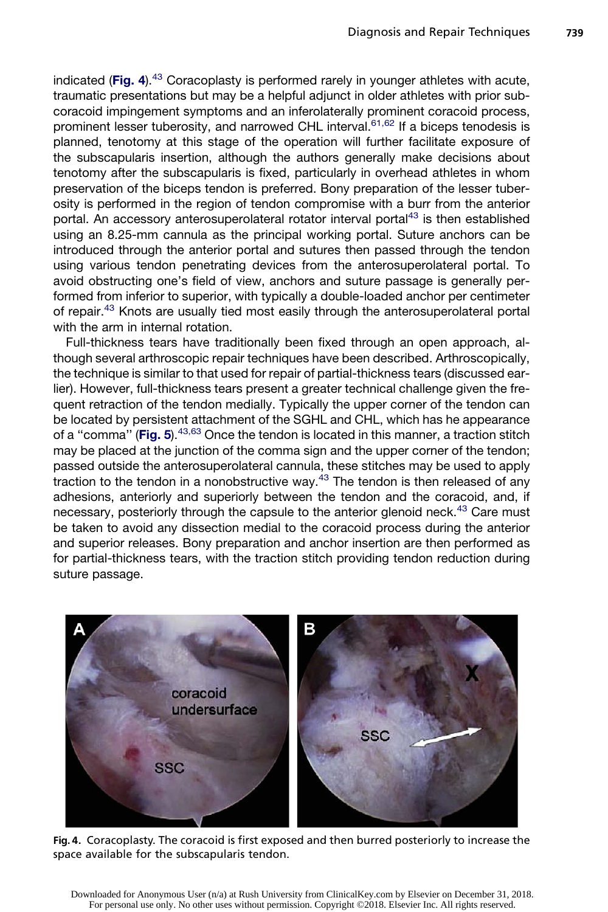indicated (**Fig. 4**).[43] Coracoplasty is performed rarely in younger athletes with acute, traumatic presentations but may be a helpful adjunct in older athletes with prior subcoracoid impingement symptoms and an inferolaterally prominent coracoid process, prominent lesser tuberosity, and narrowed CHL interval.[61,62] If a biceps tenodesis is planned, tenotomy at this stage of the operation will further facilitate exposure of the subscapularis insertion, although the authors generally make decisions about tenotomy after the subscapularis is fixed, particularly in overhead athletes in whom preservation of the biceps tendon is preferred. Bony preparation of the lesser tuberosity is performed in the region of tendon compromise with a burr from the anterior portal. An accessory anterosuperolateral rotator interval portal[43] is then established using an 8.25-mm cannula as the principal working portal. Suture anchors can be introduced through the anterior portal and sutures then passed through the tendon using various tendon penetrating devices from the anterosuperolateral portal. To avoid obstructing one's field of view, anchors and suture passage is generally performed from inferior to superior, with typically a double-loaded anchor per centimeter of repair.[43] Knots are usually tied most easily through the anterosuperolateral portal with the arm in internal rotation.

Full-thickness tears have traditionally been fixed through an open approach, although several arthroscopic repair techniques have been described. Arthroscopically, the technique is similar to that used for repair of partial-thickness tears (discussed earlier). However, full-thickness tears present a greater technical challenge given the frequent retraction of the tendon medially. Typically the upper corner of the tendon can be located by persistent attachment of the SGHL and CHL, which has he appearance of a "comma" (**Fig. 5**).[43,63] Once the tendon is located in this manner, a traction stitch may be placed at the junction of the comma sign and the upper corner of the tendon; passed outside the anterosuperolateral cannula, these stitches may be used to apply traction to the tendon in a nonobstructive way.[43] The tendon is then released of any adhesions, anteriorly and superiorly between the tendon and the coracoid, and, if necessary, posteriorly through the capsule to the anterior glenoid neck.[43] Care must be taken to avoid any dissection medial to the coracoid process during the anterior and superior releases. Bony preparation and anchor insertion are then performed as for partial-thickness tears, with the traction stitch providing tendon reduction during suture passage.

**Fig. 4.** Coracoplasty. The coracoid is first exposed and then burred posteriorly to increase the space available for the subscapularis tendon.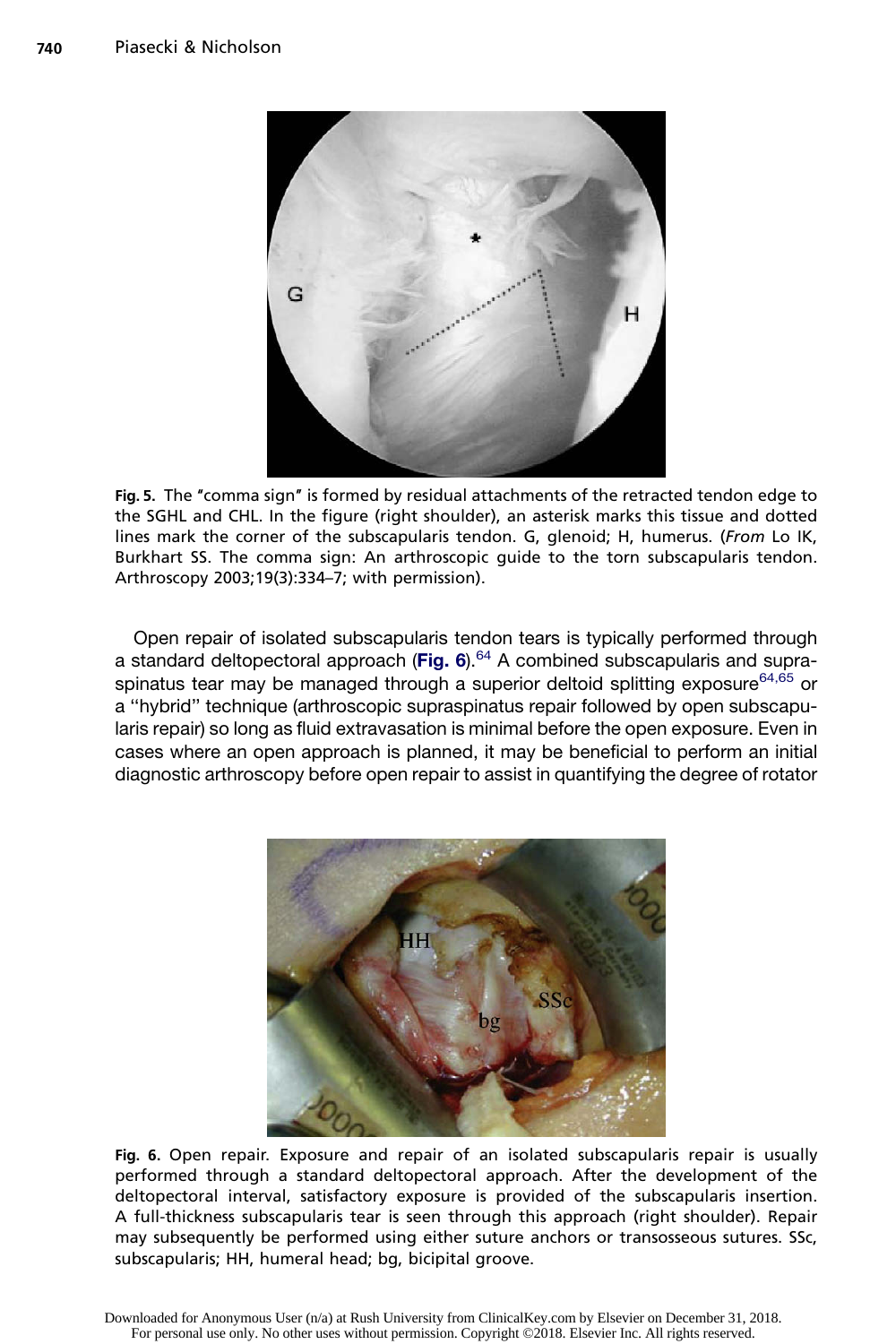**Fig. 5.** The "comma sign" is formed by residual attachments of the retracted tendon edge to the SGHL and CHL. In the figure (right shoulder), an asterisk marks this tissue and dotted lines mark the corner of the subscapularis tendon. G, glenoid; H, humerus. (*From* Lo IK, Burkhart SS. The comma sign: An arthroscopic guide to the torn subscapularis tendon. Arthroscopy 2003;19(3):334–7; with permission).

Open repair of isolated subscapularis tendon tears is typically performed through a standard deltopectoral approach (**Fig. 6**).[64] A combined subscapularis and supraspinatus tear may be managed through a superior deltoid splitting exposure[64,65] or a "hybrid" technique (arthroscopic supraspinatus repair followed by open subscapularis repair) so long as fluid extravasation is minimal before the open exposure. Even in cases where an open approach is planned, it may be beneficial to perform an initial diagnostic arthroscopy before open repair to assist in quantifying the degree of rotator

**Fig. 6.** Open repair. Exposure and repair of an isolated subscapularis repair is usually performed through a standard deltopectoral approach. After the development of the deltopectoral interval, satisfactory exposure is provided of the subscapularis insertion. A full-thickness subscapularis tear is seen through this approach (right shoulder). Repair may subsequently be performed using either suture anchors or transosseous sutures. SSc, subscapularis; HH, humeral head; bg, bicipital groove.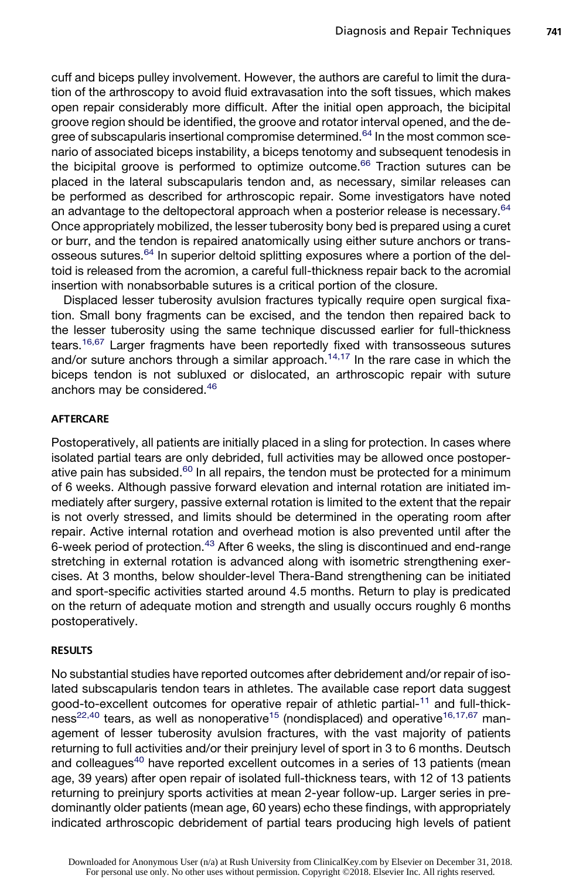cuff and biceps pulley involvement. However, the authors are careful to limit the duration of the arthroscopy to avoid fluid extravasation into the soft tissues, which makes open repair considerably more difficult. After the initial open approach, the bicipital groove region should be identified, the groove and rotator interval opened, and the degree of subscapularis insertional compromise determined.[64] In the most common scenario of associated biceps instability, a biceps tenotomy and subsequent tenodesis in the bicipital groove is performed to optimize outcome.[66] Traction sutures can be placed in the lateral subscapularis tendon and, as necessary, similar releases can be performed as described for arthroscopic repair. Some investigators have noted an advantage to the deltopectoral approach when a posterior release is necessary.[64] Once appropriately mobilized, the lesser tuberosity bony bed is prepared using a curet or burr, and the tendon is repaired anatomically using either suture anchors or transosseous sutures.[64] In superior deltoid splitting exposures where a portion of the deltoid is released from the acromion, a careful full-thickness repair back to the acromial insertion with nonabsorbable sutures is a critical portion of the closure.

Displaced lesser tuberosity avulsion fractures typically require open surgical fixation. Small bony fragments can be excised, and the tendon then repaired back to the lesser tuberosity using the same technique discussed earlier for full-thickness tears.[16,67] Larger fragments have been reportedly fixed with transosseous sutures and/or suture anchors through a similar approach.[14,17] In the rare case in which the biceps tendon is not subluxed or dislocated, an arthroscopic repair with suture anchors may be considered.[46]

## AFTERCARE

Postoperatively, all patients are initially placed in a sling for protection. In cases where isolated partial tears are only debrided, full activities may be allowed once postoperative pain has subsided.[60] In all repairs, the tendon must be protected for a minimum of 6 weeks. Although passive forward elevation and internal rotation are initiated immediately after surgery, passive external rotation is limited to the extent that the repair is not overly stressed, and limits should be determined in the operating room after repair. Active internal rotation and overhead motion is also prevented until after the 6-week period of protection.[43] After 6 weeks, the sling is discontinued and end-range stretching in external rotation is advanced along with isometric strengthening exercises. At 3 months, below shoulder-level Thera-Band strengthening can be initiated and sport-specific activities started around 4.5 months. Return to play is predicated on the return of adequate motion and strength and usually occurs roughly 6 months postoperatively.

## RESULTS

No substantial studies have reported outcomes after debridement and/or repair of isolated subscapularis tendon tears in athletes. The available case report data suggest good-to-excellent outcomes for operative repair of athletic partial-[11] and full-thickness[22,40] tears, as well as nonoperative[15] (nondisplaced) and operative[16,17,67] management of lesser tuberosity avulsion fractures, with the vast majority of patients returning to full activities and/or their preinjury level of sport in 3 to 6 months. Deutsch and colleagues[40] have reported excellent outcomes in a series of 13 patients (mean age, 39 years) after open repair of isolated full-thickness tears, with 12 of 13 patients returning to preinjury sports activities at mean 2-year follow-up. Larger series in predominantly older patients (mean age, 60 years) echo these findings, with appropriately indicated arthroscopic debridement of partial tears producing high levels of patient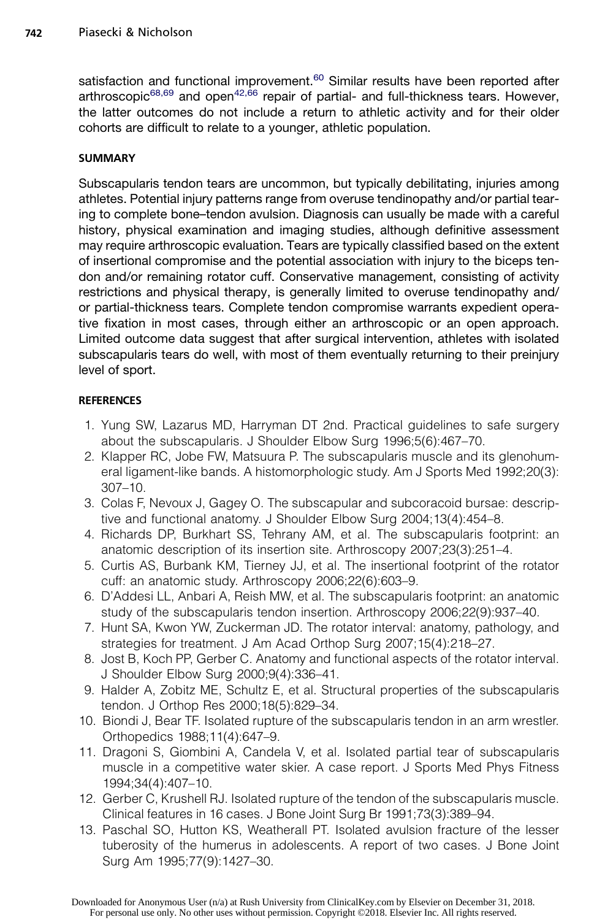satisfaction and functional improvement.[60] Similar results have been reported after arthroscopic[68,69] and open[42,66] repair of partial- and full-thickness tears. However, the latter outcomes do not include a return to athletic activity and for their older cohorts are difficult to relate to a younger, athletic population.

## SUMMARY

Subscapularis tendon tears are uncommon, but typically debilitating, injuries among athletes. Potential injury patterns range from overuse tendinopathy and/or partial tearing to complete bone–tendon avulsion. Diagnosis can usually be made with a careful history, physical examination and imaging studies, although definitive assessment may require arthroscopic evaluation. Tears are typically classified based on the extent of insertional compromise and the potential association with injury to the biceps tendon and/or remaining rotator cuff. Conservative management, consisting of activity restrictions and physical therapy, is generally limited to overuse tendinopathy and/or partial-thickness tears. Complete tendon compromise warrants expedient operative fixation in most cases, through either an arthroscopic or an open approach. Limited outcome data suggest that after surgical intervention, athletes with isolated subscapularis tears do well, with most of them eventually returning to their preinjury level of sport.

## REFERENCES

1. Yung SW, Lazarus MD, Harryman DT 2nd. Practical guidelines to safe surgery about the subscapularis. J Shoulder Elbow Surg 1996;5(6):467–70.
2. Klapper RC, Jobe FW, Matsuura P. The subscapularis muscle and its glenohumeral ligament-like bands. A histomorphologic study. Am J Sports Med 1992;20(3):307–10.
3. Colas F, Nevoux J, Gagey O. The subscapular and subcoracoid bursae: descriptive and functional anatomy. J Shoulder Elbow Surg 2004;13(4):454–8.
4. Richards DP, Burkhart SS, Tehrany AM, et al. The subscapularis footprint: an anatomic description of its insertion site. Arthroscopy 2007;23(3):251–4.
5. Curtis AS, Burbank KM, Tierney JJ, et al. The insertional footprint of the rotator cuff: an anatomic study. Arthroscopy 2006;22(6):603–9.
6. D'Addesi LL, Anbari A, Reish MW, et al. The subscapularis footprint: an anatomic study of the subscapularis tendon insertion. Arthroscopy 2006;22(9):937–40.
7. Hunt SA, Kwon YW, Zuckerman JD. The rotator interval: anatomy, pathology, and strategies for treatment. J Am Acad Orthop Surg 2007;15(4):218–27.
8. Jost B, Koch PP, Gerber C. Anatomy and functional aspects of the rotator interval. J Shoulder Elbow Surg 2000;9(4):336–41.
9. Halder A, Zobitz ME, Schultz E, et al. Structural properties of the subscapularis tendon. J Orthop Res 2000;18(5):829–34.
10. Biondi J, Bear TF. Isolated rupture of the subscapularis tendon in an arm wrestler. Orthopedics 1988;11(4):647–9.
11. Dragoni S, Giombini A, Candela V, et al. Isolated partial tear of subscapularis muscle in a competitive water skier. A case report. J Sports Med Phys Fitness 1994;34(4):407–10.
12. Gerber C, Krushell RJ. Isolated rupture of the tendon of the subscapularis muscle. Clinical features in 16 cases. J Bone Joint Surg Br 1991;73(3):389–94.
13. Paschal SO, Hutton KS, Weatherall PT. Isolated avulsion fracture of the lesser tuberosity of the humerus in adolescents. A report of two cases. J Bone Joint Surg Am 1995;77(9):1427–30.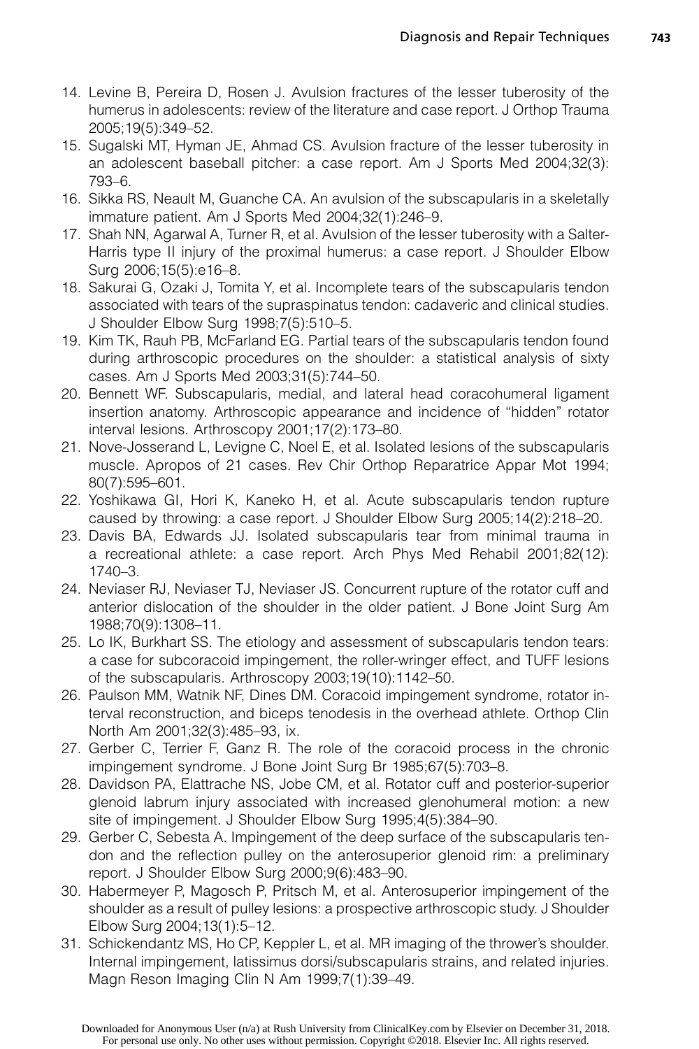14. Levine B, Pereira D, Rosen J. Avulsion fractures of the lesser tuberosity of the humerus in adolescents: review of the literature and case report. J Orthop Trauma 2005;19(5):349–52.
15. Sugalski MT, Hyman JE, Ahmad CS. Avulsion fracture of the lesser tuberosity in an adolescent baseball pitcher: a case report. Am J Sports Med 2004;32(3): 793–6.
16. Sikka RS, Neault M, Guanche CA. An avulsion of the subscapularis in a skeletally immature patient. Am J Sports Med 2004;32(1):246–9.
17. Shah NN, Agarwal A, Turner R, et al. Avulsion of the lesser tuberosity with a Salter-Harris type II injury of the proximal humerus: a case report. J Shoulder Elbow Surg 2006;15(5):e16–8.
18. Sakurai G, Ozaki J, Tomita Y, et al. Incomplete tears of the subscapularis tendon associated with tears of the supraspinatus tendon: cadaveric and clinical studies. J Shoulder Elbow Surg 1998;7(5):510–5.
19. Kim TK, Rauh PB, McFarland EG. Partial tears of the subscapularis tendon found during arthroscopic procedures on the shoulder: a statistical analysis of sixty cases. Am J Sports Med 2003;31(5):744–50.
20. Bennett WF. Subscapularis, medial, and lateral head coracohumeral ligament insertion anatomy. Arthroscopic appearance and incidence of "hidden" rotator interval lesions. Arthroscopy 2001;17(2):173–80.
21. Nove-Josserand L, Levigne C, Noel E, et al. Isolated lesions of the subscapularis muscle. Apropos of 21 cases. Rev Chir Orthop Reparatrice Appar Mot 1994; 80(7):595–601.
22. Yoshikawa GI, Hori K, Kaneko H, et al. Acute subscapularis tendon rupture caused by throwing: a case report. J Shoulder Elbow Surg 2005;14(2):218–20.
23. Davis BA, Edwards JJ. Isolated subscapularis tear from minimal trauma in a recreational athlete: a case report. Arch Phys Med Rehabil 2001;82(12): 1740–3.
24. Neviaser RJ, Neviaser TJ, Neviaser JS. Concurrent rupture of the rotator cuff and anterior dislocation of the shoulder in the older patient. J Bone Joint Surg Am 1988;70(9):1308–11.
25. Lo IK, Burkhart SS. The etiology and assessment of subscapularis tendon tears: a case for subcoracoid impingement, the roller-wringer effect, and TUFF lesions of the subscapularis. Arthroscopy 2003;19(10):1142–50.
26. Paulson MM, Watnik NF, Dines DM. Coracoid impingement syndrome, rotator interval reconstruction, and biceps tenodesis in the overhead athlete. Orthop Clin North Am 2001;32(3):485–93, ix.
27. Gerber C, Terrier F, Ganz R. The role of the coracoid process in the chronic impingement syndrome. J Bone Joint Surg Br 1985;67(5):703–8.
28. Davidson PA, Elattrache NS, Jobe CM, et al. Rotator cuff and posterior-superior glenoid labrum injury associated with increased glenohumeral motion: a new site of impingement. J Shoulder Elbow Surg 1995;4(5):384–90.
29. Gerber C, Sebesta A. Impingement of the deep surface of the subscapularis tendon and the reflection pulley on the anterosuperior glenoid rim: a preliminary report. J Shoulder Elbow Surg 2000;9(6):483–90.
30. Habermeyer P, Magosch P, Pritsch M, et al. Anterosuperior impingement of the shoulder as a result of pulley lesions: a prospective arthroscopic study. J Shoulder Elbow Surg 2004;13(1):5–12.
31. Schickendantz MS, Ho CP, Keppler L, et al. MR imaging of the thrower's shoulder. Internal impingement, latissimus dorsi/subscapularis strains, and related injuries. Magn Reson Imaging Clin N Am 1999;7(1):39–49.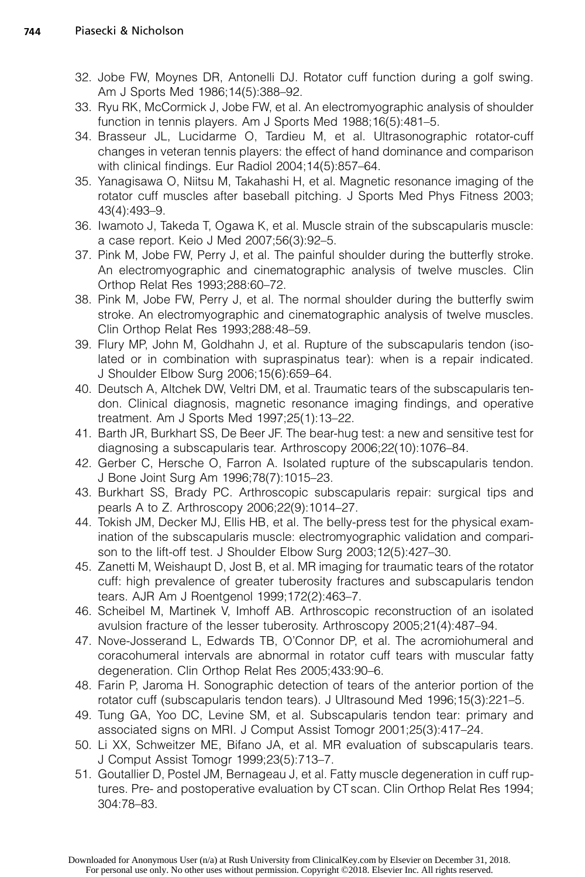32. Jobe FW, Moynes DR, Antonelli DJ. Rotator cuff function during a golf swing. Am J Sports Med 1986;14(5):388–92.
33. Ryu RK, McCormick J, Jobe FW, et al. An electromyographic analysis of shoulder function in tennis players. Am J Sports Med 1988;16(5):481–5.
34. Brasseur JL, Lucidarme O, Tardieu M, et al. Ultrasonographic rotator-cuff changes in veteran tennis players: the effect of hand dominance and comparison with clinical findings. Eur Radiol 2004;14(5):857–64.
35. Yanagisawa O, Niitsu M, Takahashi H, et al. Magnetic resonance imaging of the rotator cuff muscles after baseball pitching. J Sports Med Phys Fitness 2003; 43(4):493–9.
36. Iwamoto J, Takeda T, Ogawa K, et al. Muscle strain of the subscapularis muscle: a case report. Keio J Med 2007;56(3):92–5.
37. Pink M, Jobe FW, Perry J, et al. The painful shoulder during the butterfly stroke. An electromyographic and cinematographic analysis of twelve muscles. Clin Orthop Relat Res 1993;288:60–72.
38. Pink M, Jobe FW, Perry J, et al. The normal shoulder during the butterfly swim stroke. An electromyographic and cinematographic analysis of twelve muscles. Clin Orthop Relat Res 1993;288:48–59.
39. Flury MP, John M, Goldhahn J, et al. Rupture of the subscapularis tendon (isolated or in combination with supraspinatus tear): when is a repair indicated. J Shoulder Elbow Surg 2006;15(6):659–64.
40. Deutsch A, Altchek DW, Veltri DM, et al. Traumatic tears of the subscapularis tendon. Clinical diagnosis, magnetic resonance imaging findings, and operative treatment. Am J Sports Med 1997;25(1):13–22.
41. Barth JR, Burkhart SS, De Beer JF. The bear-hug test: a new and sensitive test for diagnosing a subscapularis tear. Arthroscopy 2006;22(10):1076–84.
42. Gerber C, Hersche O, Farron A. Isolated rupture of the subscapularis tendon. J Bone Joint Surg Am 1996;78(7):1015–23.
43. Burkhart SS, Brady PC. Arthroscopic subscapularis repair: surgical tips and pearls A to Z. Arthroscopy 2006;22(9):1014–27.
44. Tokish JM, Decker MJ, Ellis HB, et al. The belly-press test for the physical examination of the subscapularis muscle: electromyographic validation and comparison to the lift-off test. J Shoulder Elbow Surg 2003;12(5):427–30.
45. Zanetti M, Weishaupt D, Jost B, et al. MR imaging for traumatic tears of the rotator cuff: high prevalence of greater tuberosity fractures and subscapularis tendon tears. AJR Am J Roentgenol 1999;172(2):463–7.
46. Scheibel M, Martinek V, Imhoff AB. Arthroscopic reconstruction of an isolated avulsion fracture of the lesser tuberosity. Arthroscopy 2005;21(4):487–94.
47. Nove-Josserand L, Edwards TB, O'Connor DP, et al. The acromiohumeral and coracohumeral intervals are abnormal in rotator cuff tears with muscular fatty degeneration. Clin Orthop Relat Res 2005;433:90–6.
48. Farin P, Jaroma H. Sonographic detection of tears of the anterior portion of the rotator cuff (subscapularis tendon tears). J Ultrasound Med 1996;15(3):221–5.
49. Tung GA, Yoo DC, Levine SM, et al. Subscapularis tendon tear: primary and associated signs on MRI. J Comput Assist Tomogr 2001;25(3):417–24.
50. Li XX, Schweitzer ME, Bifano JA, et al. MR evaluation of subscapularis tears. J Comput Assist Tomogr 1999;23(5):713–7.
51. Goutallier D, Postel JM, Bernageau J, et al. Fatty muscle degeneration in cuff ruptures. Pre- and postoperative evaluation by CT scan. Clin Orthop Relat Res 1994; 304:78–83.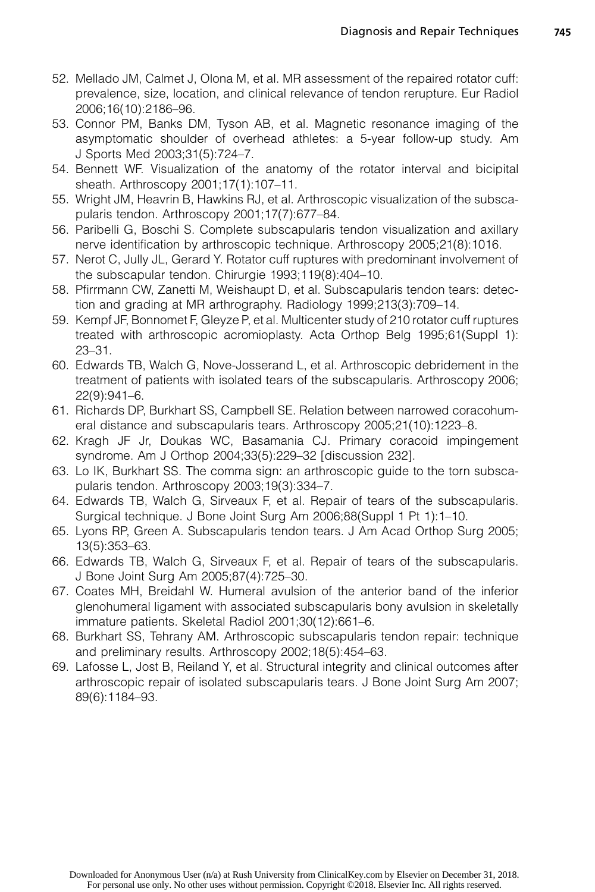52. Mellado JM, Calmet J, Olona M, et al. MR assessment of the repaired rotator cuff: prevalence, size, location, and clinical relevance of tendon rerupture. Eur Radiol 2006;16(10):2186–96.
53. Connor PM, Banks DM, Tyson AB, et al. Magnetic resonance imaging of the asymptomatic shoulder of overhead athletes: a 5-year follow-up study. Am J Sports Med 2003;31(5):724–7.
54. Bennett WF. Visualization of the anatomy of the rotator interval and bicipital sheath. Arthroscopy 2001;17(1):107–11.
55. Wright JM, Heavrin B, Hawkins RJ, et al. Arthroscopic visualization of the subscapularis tendon. Arthroscopy 2001;17(7):677–84.
56. Paribelli G, Boschi S. Complete subscapularis tendon visualization and axillary nerve identification by arthroscopic technique. Arthroscopy 2005;21(8):1016.
57. Nerot C, Jully JL, Gerard Y. Rotator cuff ruptures with predominant involvement of the subscapular tendon. Chirurgie 1993;119(8):404–10.
58. Pfirrmann CW, Zanetti M, Weishaupt D, et al. Subscapularis tendon tears: detection and grading at MR arthrography. Radiology 1999;213(3):709–14.
59. Kempf JF, Bonnomet F, Gleyze P, et al. Multicenter study of 210 rotator cuff ruptures treated with arthroscopic acromioplasty. Acta Orthop Belg 1995;61(Suppl 1): 23–31.
60. Edwards TB, Walch G, Nove-Josserand L, et al. Arthroscopic debridement in the treatment of patients with isolated tears of the subscapularis. Arthroscopy 2006; 22(9):941–6.
61. Richards DP, Burkhart SS, Campbell SE. Relation between narrowed coracohumeral distance and subscapularis tears. Arthroscopy 2005;21(10):1223–8.
62. Kragh JF Jr, Doukas WC, Basamania CJ. Primary coracoid impingement syndrome. Am J Orthop 2004;33(5):229–32 [discussion 232].
63. Lo IK, Burkhart SS. The comma sign: an arthroscopic guide to the torn subscapularis tendon. Arthroscopy 2003;19(3):334–7.
64. Edwards TB, Walch G, Sirveaux F, et al. Repair of tears of the subscapularis. Surgical technique. J Bone Joint Surg Am 2006;88(Suppl 1 Pt 1):1–10.
65. Lyons RP, Green A. Subscapularis tendon tears. J Am Acad Orthop Surg 2005; 13(5):353–63.
66. Edwards TB, Walch G, Sirveaux F, et al. Repair of tears of the subscapularis. J Bone Joint Surg Am 2005;87(4):725–30.
67. Coates MH, Breidahl W. Humeral avulsion of the anterior band of the inferior glenohumeral ligament with associated subscapularis bony avulsion in skeletally immature patients. Skeletal Radiol 2001;30(12):661–6.
68. Burkhart SS, Tehrany AM. Arthroscopic subscapularis tendon repair: technique and preliminary results. Arthroscopy 2002;18(5):454–63.
69. Lafosse L, Jost B, Reiland Y, et al. Structural integrity and clinical outcomes after arthroscopic repair of isolated subscapularis tears. J Bone Joint Surg Am 2007; 89(6):1184–93.